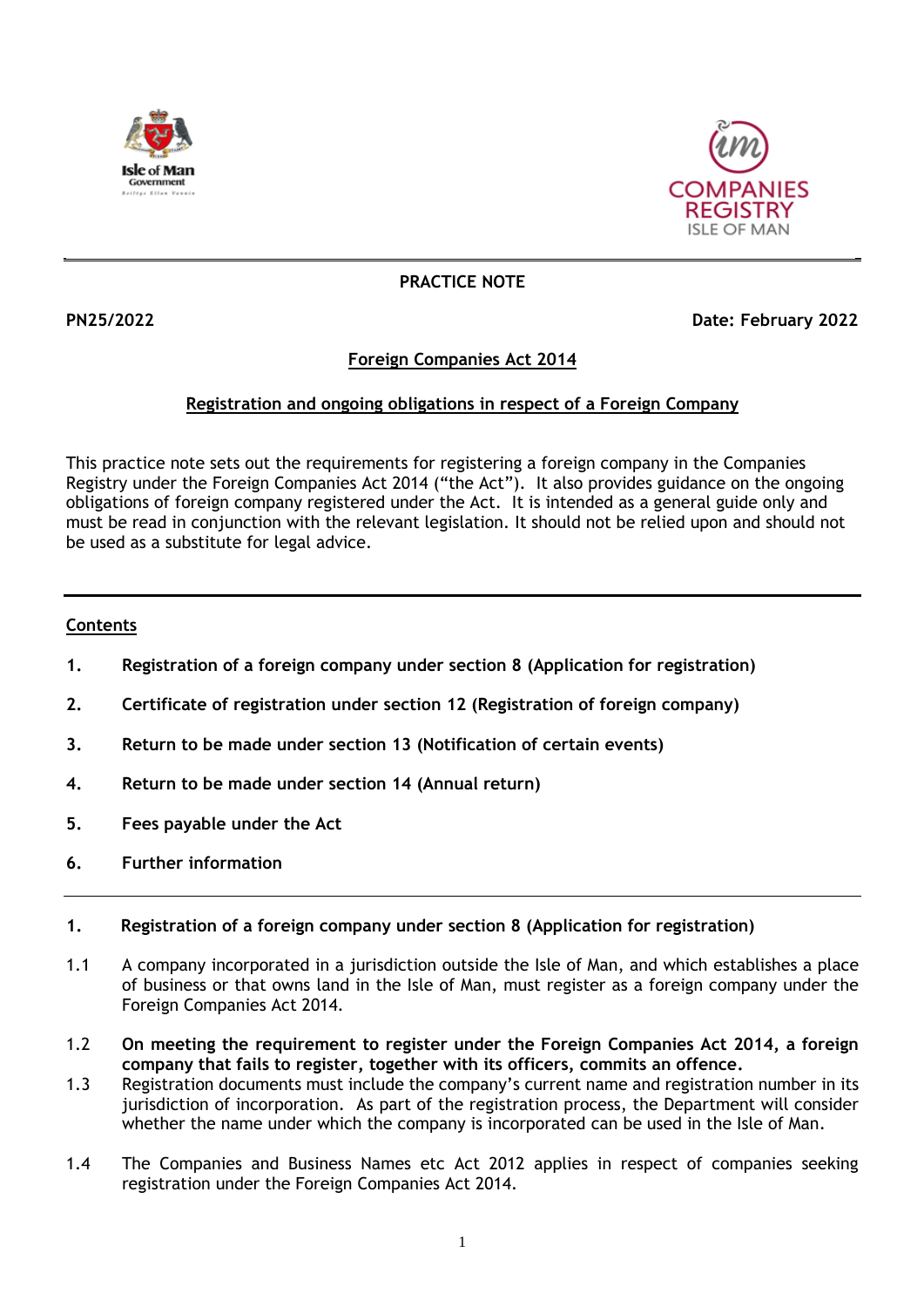**PRACTICE NOTE**

**PN25/2022** **Date: February 2022**

## Foreign Companies Act 2014

## Registration and ongoing obligations in respect of a Foreign Company

This practice note sets out the requirements for registering a foreign company in the Companies Registry under the Foreign Companies Act 2014 ("the Act"). It also provides guidance on the ongoing obligations of foreign company registered under the Act. It is intended as a general guide only and must be read in conjunction with the relevant legislation. It should not be relied upon and should not be used as a substitute for legal advice.

---

**Contents**

1. **Registration of a foreign company under section 8 (Application for registration)**
2. **Certificate of registration under section 12 (Registration of foreign company)**
3. **Return to be made under section 13 (Notification of certain events)**
4. **Return to be made under section 14 (Annual return)**
5. **Fees payable under the Act**
6. **Further information**

---

### 1. Registration of a foreign company under section 8 (Application for registration)

1.1 A company incorporated in a jurisdiction outside the Isle of Man, and which establishes a place of business or that owns land in the Isle of Man, must register as a foreign company under the Foreign Companies Act 2014.

1.2 **On meeting the requirement to register under the Foreign Companies Act 2014, a foreign company that fails to register, together with its officers, commits an offence.**

1.3 Registration documents must include the company's current name and registration number in its jurisdiction of incorporation. As part of the registration process, the Department will consider whether the name under which the company is incorporated can be used in the Isle of Man.

1.4 The Companies and Business Names etc Act 2012 applies in respect of companies seeking registration under the Foreign Companies Act 2014.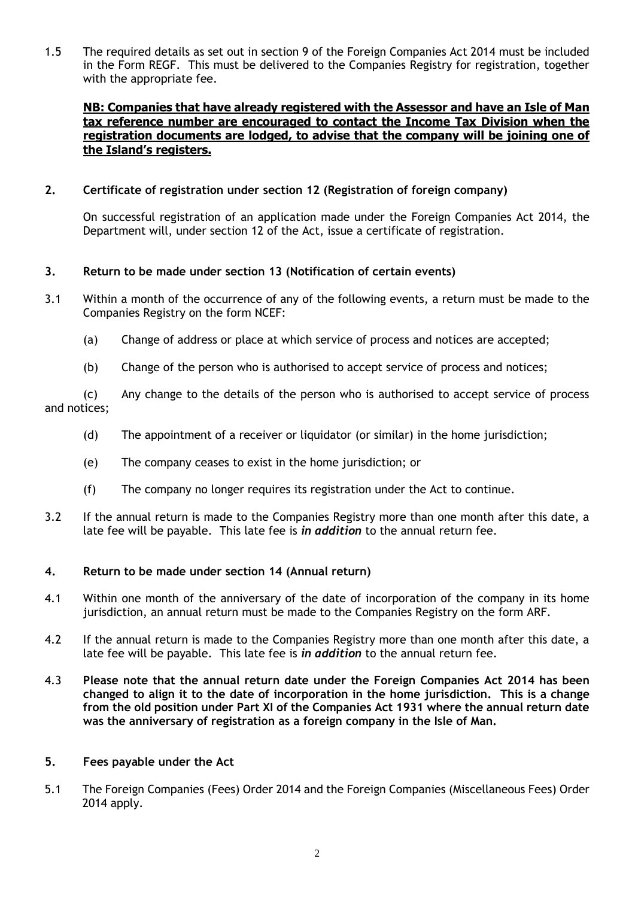1.5 The required details as set out in section 9 of the Foreign Companies Act 2014 must be included in the Form REGF. This must be delivered to the Companies Registry for registration, together with the appropriate fee.

**NB: Companies that have already registered with the Assessor and have an Isle of Man tax reference number are encouraged to contact the Income Tax Division when the registration documents are lodged, to advise that the company will be joining one of the Island's registers.**

## 2. Certificate of registration under section 12 (Registration of foreign company)

On successful registration of an application made under the Foreign Companies Act 2014, the Department will, under section 12 of the Act, issue a certificate of registration.

## 3. Return to be made under section 13 (Notification of certain events)

3.1 Within a month of the occurrence of any of the following events, a return must be made to the Companies Registry on the form NCEF:

(a) Change of address or place at which service of process and notices are accepted;

(b) Change of the person who is authorised to accept service of process and notices;

(c) Any change to the details of the person who is authorised to accept service of process and notices;

(d) The appointment of a receiver or liquidator (or similar) in the home jurisdiction;

(e) The company ceases to exist in the home jurisdiction; or

(f) The company no longer requires its registration under the Act to continue.

3.2 If the annual return is made to the Companies Registry more than one month after this date, a late fee will be payable. This late fee is ***in addition*** to the annual return fee.

## 4. Return to be made under section 14 (Annual return)

4.1 Within one month of the anniversary of the date of incorporation of the company in its home jurisdiction, an annual return must be made to the Companies Registry on the form ARF.

4.2 If the annual return is made to the Companies Registry more than one month after this date, a late fee will be payable. This late fee is ***in addition*** to the annual return fee.

4.3 **Please note that the annual return date under the Foreign Companies Act 2014 has been changed to align it to the date of incorporation in the home jurisdiction. This is a change from the old position under Part XI of the Companies Act 1931 where the annual return date was the anniversary of registration as a foreign company in the Isle of Man.**

## 5. Fees payable under the Act

5.1 The Foreign Companies (Fees) Order 2014 and the Foreign Companies (Miscellaneous Fees) Order 2014 apply.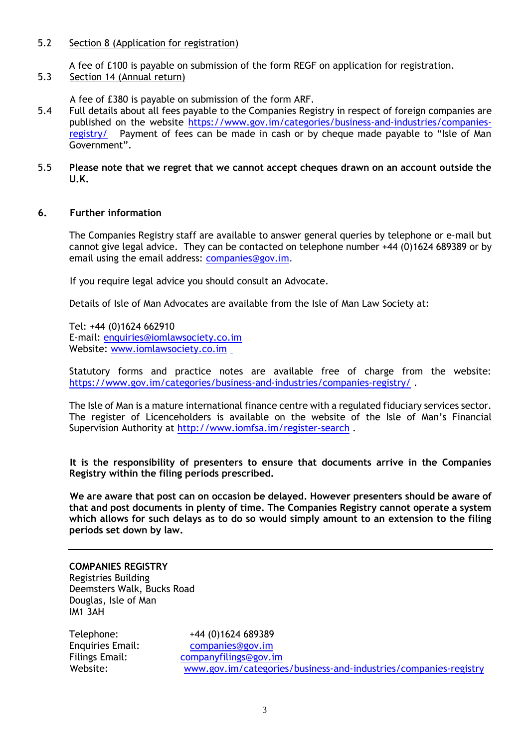5.2 Section 8 (Application for registration)

A fee of £100 is payable on submission of the form REGF on application for registration.

5.3 Section 14 (Annual return)

A fee of £380 is payable on submission of the form ARF.

5.4 Full details about all fees payable to the Companies Registry in respect of foreign companies are published on the website https://www.gov.im/categories/business-and-industries/companies-registry/ Payment of fees can be made in cash or by cheque made payable to "Isle of Man Government".

5.5 **Please note that we regret that we cannot accept cheques drawn on an account outside the U.K.**

## 6. Further information

The Companies Registry staff are available to answer general queries by telephone or e-mail but cannot give legal advice. They can be contacted on telephone number +44 (0)1624 689389 or by email using the email address: companies@gov.im.

If you require legal advice you should consult an Advocate.

Details of Isle of Man Advocates are available from the Isle of Man Law Society at:

Tel: +44 (0)1624 662910
E-mail: enquiries@iomlawsociety.co.im
Website: www.iomlawsociety.co.im

Statutory forms and practice notes are available free of charge from the website: https://www.gov.im/categories/business-and-industries/companies-registry/ .

The Isle of Man is a mature international finance centre with a regulated fiduciary services sector. The register of Licenceholders is available on the website of the Isle of Man's Financial Supervision Authority at http://www.iomfsa.im/register-search .

**It is the responsibility of presenters to ensure that documents arrive in the Companies Registry within the filing periods prescribed.**

**We are aware that post can on occasion be delayed. However presenters should be aware of that and post documents in plenty of time. The Companies Registry cannot operate a system which allows for such delays as to do so would simply amount to an extension to the filing periods set down by law.**

---

**COMPANIES REGISTRY**
Registries Building
Deemsters Walk, Bucks Road
Douglas, Isle of Man
IM1 3AH

| | |
|---|---|
| Telephone: | +44 (0)1624 689389 |
| Enquiries Email: | companies@gov.im |
| Filings Email: | companyfilings@gov.im |
| Website: | www.gov.im/categories/business-and-industries/companies-registry |